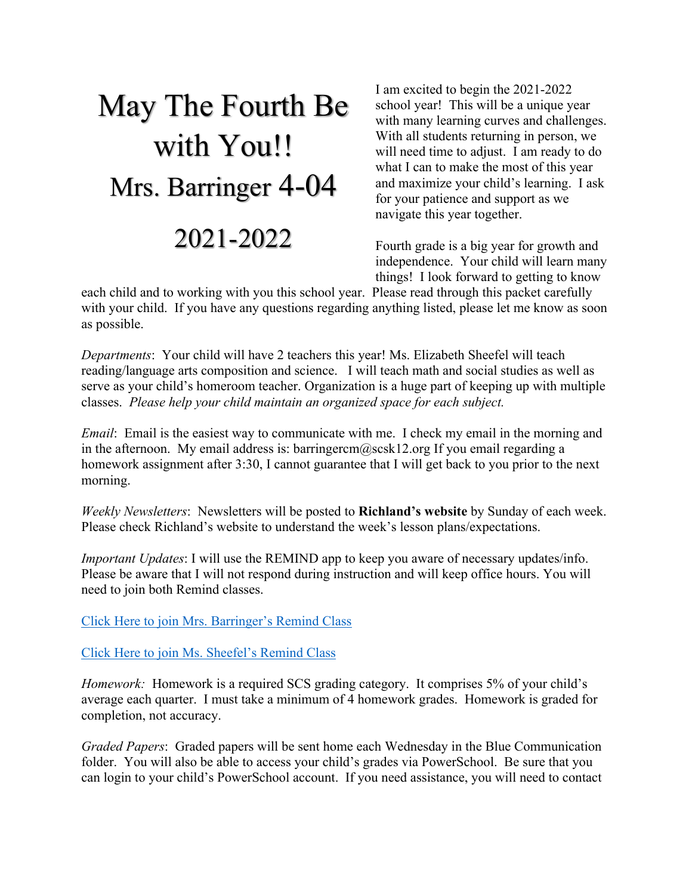# May The Fourth Be with You!!

## Mrs. Barringer 4-04

## 2021-2022

I am excited to begin the 2021-2022 school year! This will be a unique year with many learning curves and challenges. With all students returning in person, we will need time to adjust. I am ready to do what I can to make the most of this year and maximize your child's learning. I ask for your patience and support as we navigate this year together.

Fourth grade is a big year for growth and independence. Your child will learn many things! I look forward to getting to know each child and to working with you this school year. Please read through this packet carefully with your child. If you have any questions regarding anything listed, please let me know as soon as possible.

*Departments*: Your child will have 2 teachers this year! Ms. Elizabeth Sheefel will teach reading/language arts composition and science. I will teach math and social studies as well as serve as your child's homeroom teacher. Organization is a huge part of keeping up with multiple classes. *Please help your child maintain an organized space for each subject.*

*Email*: Email is the easiest way to communicate with me. I check my email in the morning and in the afternoon. My email address is: barringercm@scsk12.org If you email regarding a homework assignment after 3:30, I cannot guarantee that I will get back to you prior to the next morning.

*Weekly Newsletters*: Newsletters will be posted to **Richland's website** by Sunday of each week. Please check Richland's website to understand the week's lesson plans/expectations.

*Important Updates*: I will use the REMIND app to keep you aware of necessary updates/info. Please be aware that I will not respond during instruction and will keep office hours. You will need to join both Remind classes.

Click Here to join Mrs. Barringer's Remind Class

Click Here to join Ms. Sheefel's Remind Class

*Homework:* Homework is a required SCS grading category. It comprises 5% of your child's average each quarter. I must take a minimum of 4 homework grades. Homework is graded for completion, not accuracy.

*Graded Papers*: Graded papers will be sent home each Wednesday in the Blue Communication folder. You will also be able to access your child's grades via PowerSchool. Be sure that you can login to your child's PowerSchool account. If you need assistance, you will need to contact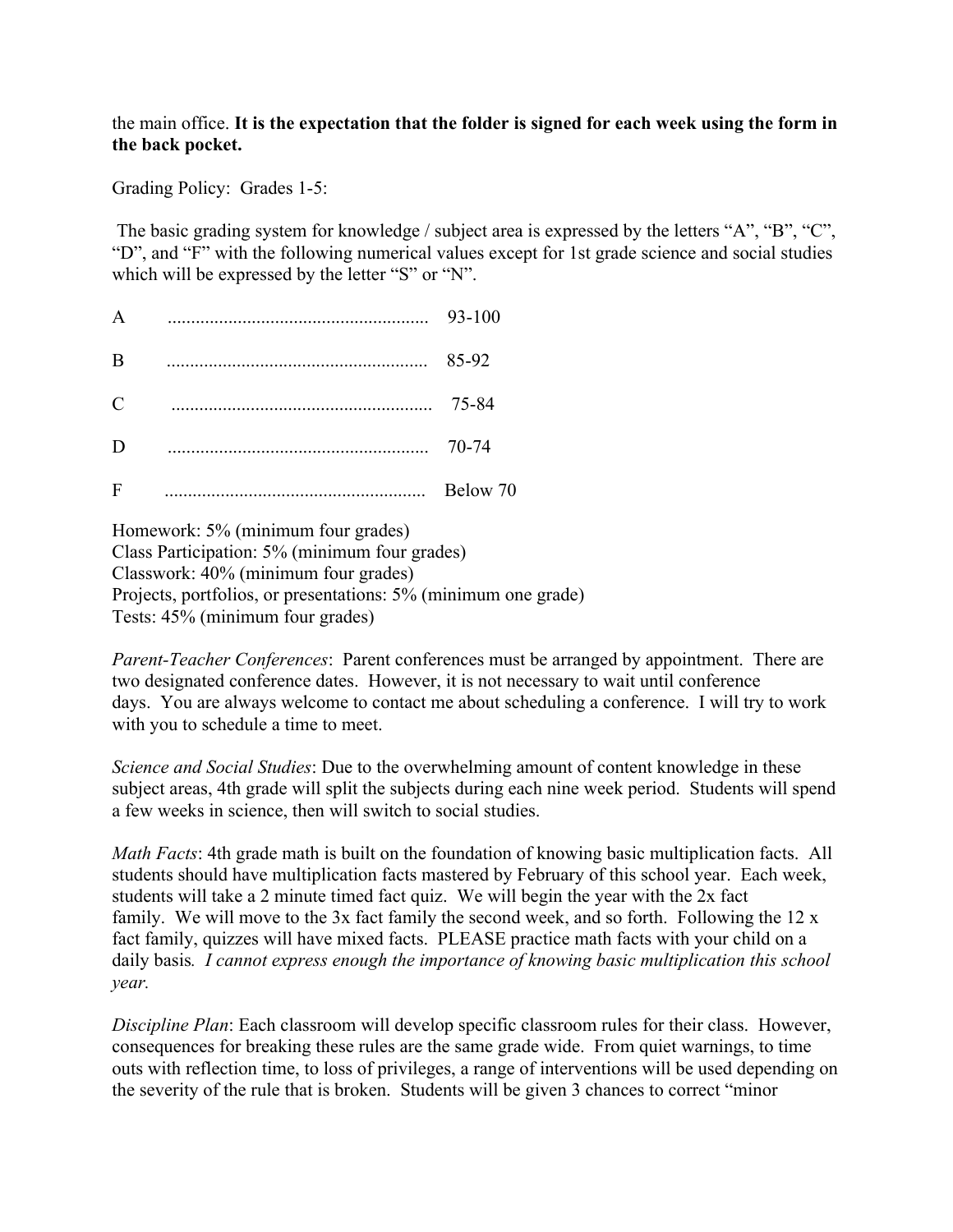the main office. **It is the expectation that the folder is signed for each week using the form in the back pocket.**

Grading Policy: Grades 1-5:

The basic grading system for knowledge / subject area is expressed by the letters "A", "B", "C", "D", and "F" with the following numerical values except for 1st grade science and social studies which will be expressed by the letter "S" or "N".

A ........................................................ 93-100

B ........................................................ 85-92

C ........................................................ 75-84

D ........................................................ 70-74

F ........................................................ Below 70

Homework: 5% (minimum four grades)
Class Participation: 5% (minimum four grades)
Classwork: 40% (minimum four grades)
Projects, portfolios, or presentations: 5% (minimum one grade)
Tests: 45% (minimum four grades)

*Parent-Teacher Conferences*: Parent conferences must be arranged by appointment. There are two designated conference dates. However, it is not necessary to wait until conference days. You are always welcome to contact me about scheduling a conference. I will try to work with you to schedule a time to meet.

*Science and Social Studies*: Due to the overwhelming amount of content knowledge in these subject areas, 4th grade will split the subjects during each nine week period. Students will spend a few weeks in science, then will switch to social studies.

*Math Facts*: 4th grade math is built on the foundation of knowing basic multiplication facts. All students should have multiplication facts mastered by February of this school year. Each week, students will take a 2 minute timed fact quiz. We will begin the year with the 2x fact family. We will move to the 3x fact family the second week, and so forth. Following the 12 x fact family, quizzes will have mixed facts. PLEASE practice math facts with your child on a daily basis. *I cannot express enough the importance of knowing basic multiplication this school year.*

*Discipline Plan*: Each classroom will develop specific classroom rules for their class. However, consequences for breaking these rules are the same grade wide. From quiet warnings, to time outs with reflection time, to loss of privileges, a range of interventions will be used depending on the severity of the rule that is broken. Students will be given 3 chances to correct "minor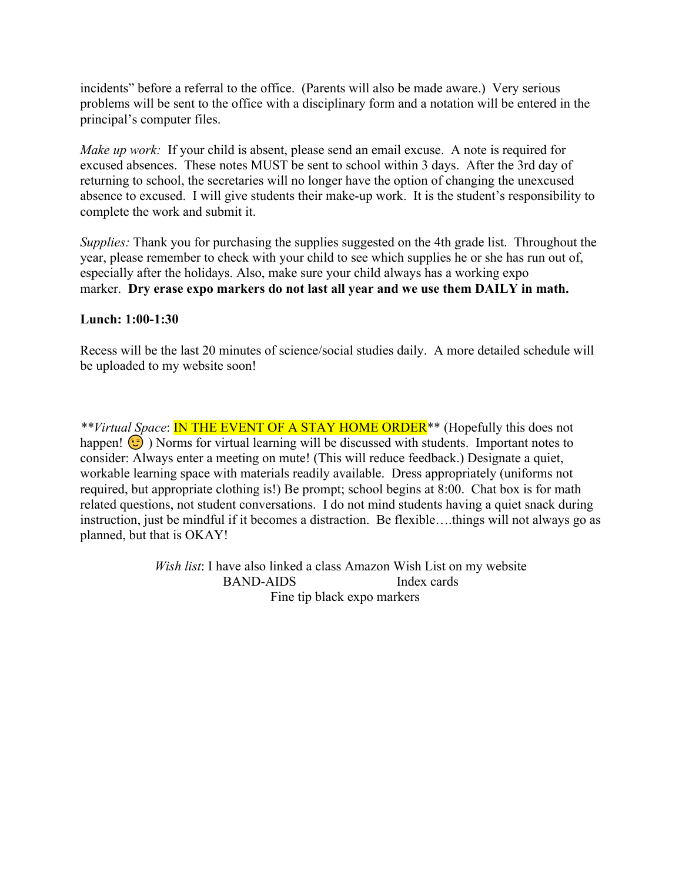incidents" before a referral to the office. (Parents will also be made aware.) Very serious problems will be sent to the office with a disciplinary form and a notation will be entered in the principal's computer files.

*Make up work:* If your child is absent, please send an email excuse. A note is required for excused absences. These notes MUST be sent to school within 3 days. After the 3rd day of returning to school, the secretaries will no longer have the option of changing the unexcused absence to excused. I will give students their make-up work. It is the student's responsibility to complete the work and submit it.

*Supplies:* Thank you for purchasing the supplies suggested on the 4th grade list. Throughout the year, please remember to check with your child to see which supplies he or she has run out of, especially after the holidays. Also, make sure your child always has a working expo marker. **Dry erase expo markers do not last all year and we use them DAILY in math.**

**Lunch: 1:00-1:30**

Recess will be the last 20 minutes of science/social studies daily. A more detailed schedule will be uploaded to my website soon!

***Virtual Space*: IN THE EVENT OF A STAY HOME ORDER** (Hopefully this does not happen! 😉 ) Norms for virtual learning will be discussed with students. Important notes to consider: Always enter a meeting on mute! (This will reduce feedback.) Designate a quiet, workable learning space with materials readily available. Dress appropriately (uniforms not required, but appropriate clothing is!) Be prompt; school begins at 8:00. Chat box is for math related questions, not student conversations. I do not mind students having a quiet snack during instruction, just be mindful if it becomes a distraction. Be flexible….things will not always go as planned, but that is OKAY!

*Wish list*: I have also linked a class Amazon Wish List on my website

BAND-AIDS                Index cards

Fine tip black expo markers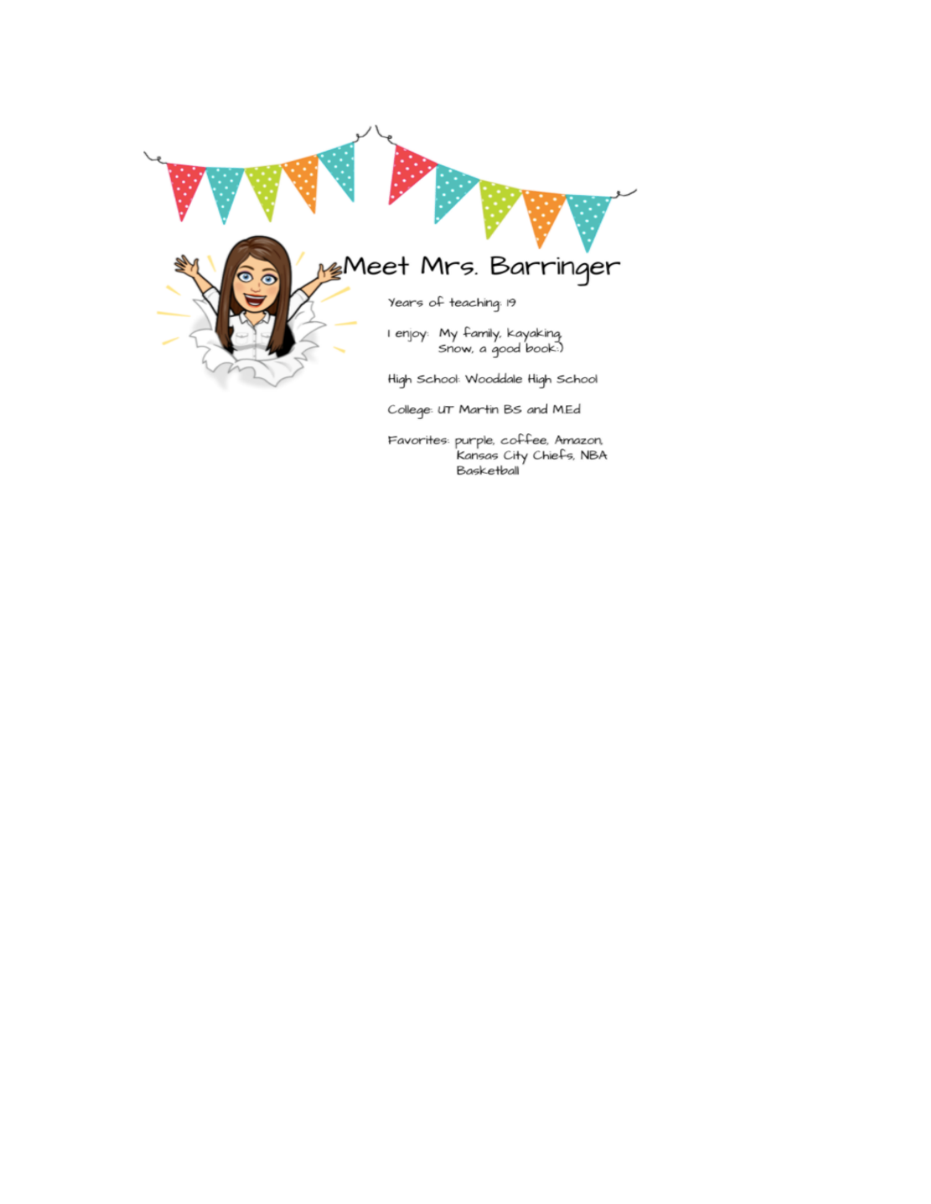# Meet Mrs. Barringer

Years of teaching: 19

I enjoy: My family, kayaking, Snow, a good book:)

High School: Wooddale High School

College: UT Martin BS and M.Ed

Favorites: purple, coffee, Amazon, Kansas City Chiefs, NBA Basketball